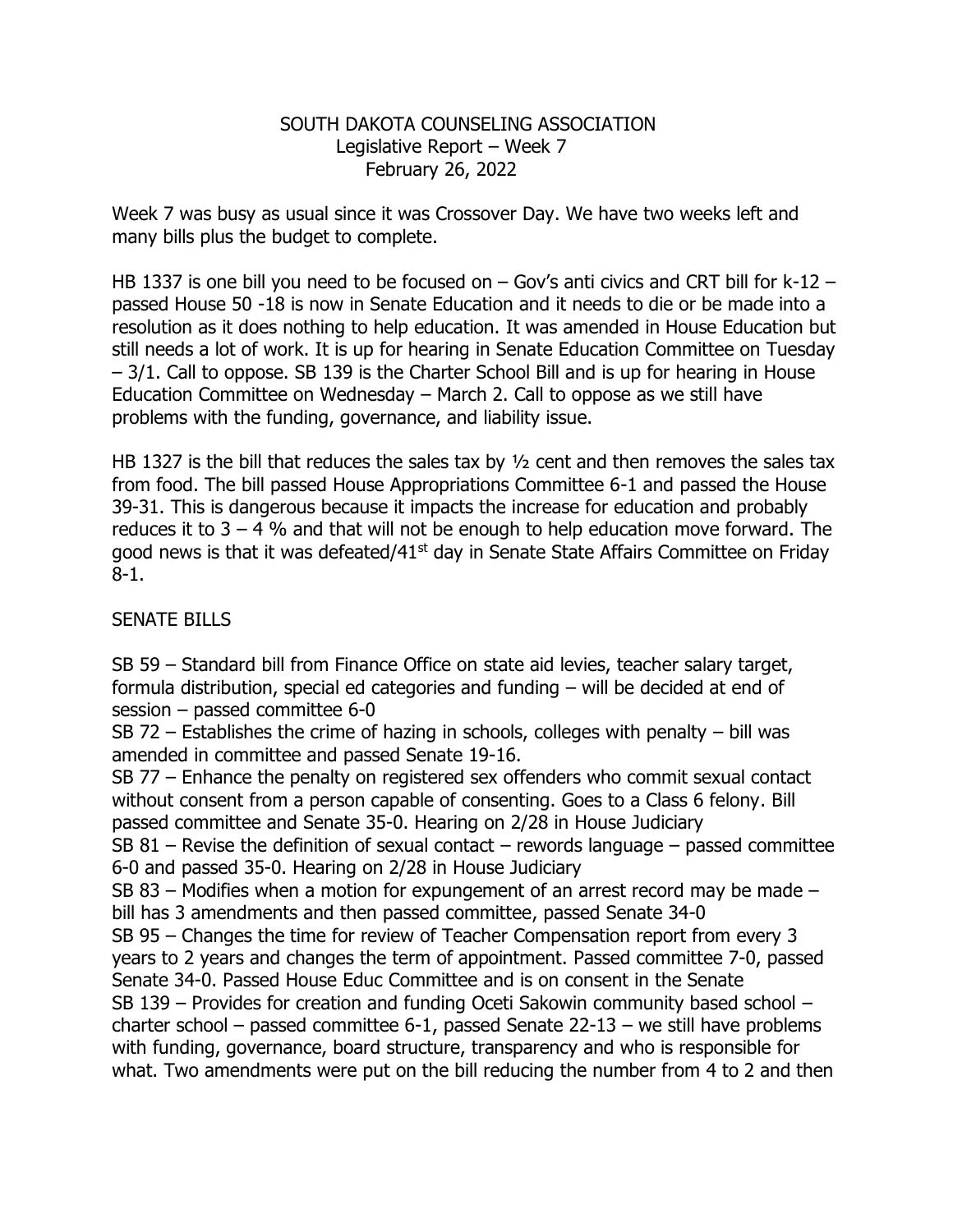SOUTH DAKOTA COUNSELING ASSOCIATION
Legislative Report – Week 7
February 26, 2022

Week 7 was busy as usual since it was Crossover Day. We have two weeks left and many bills plus the budget to complete.

HB 1337 is one bill you need to be focused on – Gov's anti civics and CRT bill for k-12 – passed House 50 -18 is now in Senate Education and it needs to die or be made into a resolution as it does nothing to help education. It was amended in House Education but still needs a lot of work. It is up for hearing in Senate Education Committee on Tuesday – 3/1. Call to oppose. SB 139 is the Charter School Bill and is up for hearing in House Education Committee on Wednesday – March 2. Call to oppose as we still have problems with the funding, governance, and liability issue.

HB 1327 is the bill that reduces the sales tax by ½ cent and then removes the sales tax from food. The bill passed House Appropriations Committee 6-1 and passed the House 39-31. This is dangerous because it impacts the increase for education and probably reduces it to 3 – 4 % and that will not be enough to help education move forward. The good news is that it was defeated/41st day in Senate State Affairs Committee on Friday 8-1.

SENATE BILLS

SB 59 – Standard bill from Finance Office on state aid levies, teacher salary target, formula distribution, special ed categories and funding – will be decided at end of session – passed committee 6-0
SB 72 – Establishes the crime of hazing in schools, colleges with penalty – bill was amended in committee and passed Senate 19-16.
SB 77 – Enhance the penalty on registered sex offenders who commit sexual contact without consent from a person capable of consenting. Goes to a Class 6 felony. Bill passed committee and Senate 35-0. Hearing on 2/28 in House Judiciary
SB 81 – Revise the definition of sexual contact – rewords language – passed committee 6-0 and passed 35-0. Hearing on 2/28 in House Judiciary
SB 83 – Modifies when a motion for expungement of an arrest record may be made – bill has 3 amendments and then passed committee, passed Senate 34-0
SB 95 – Changes the time for review of Teacher Compensation report from every 3 years to 2 years and changes the term of appointment. Passed committee 7-0, passed Senate 34-0. Passed House Educ Committee and is on consent in the Senate
SB 139 – Provides for creation and funding Oceti Sakowin community based school – charter school – passed committee 6-1, passed Senate 22-13 – we still have problems with funding, governance, board structure, transparency and who is responsible for what. Two amendments were put on the bill reducing the number from 4 to 2 and then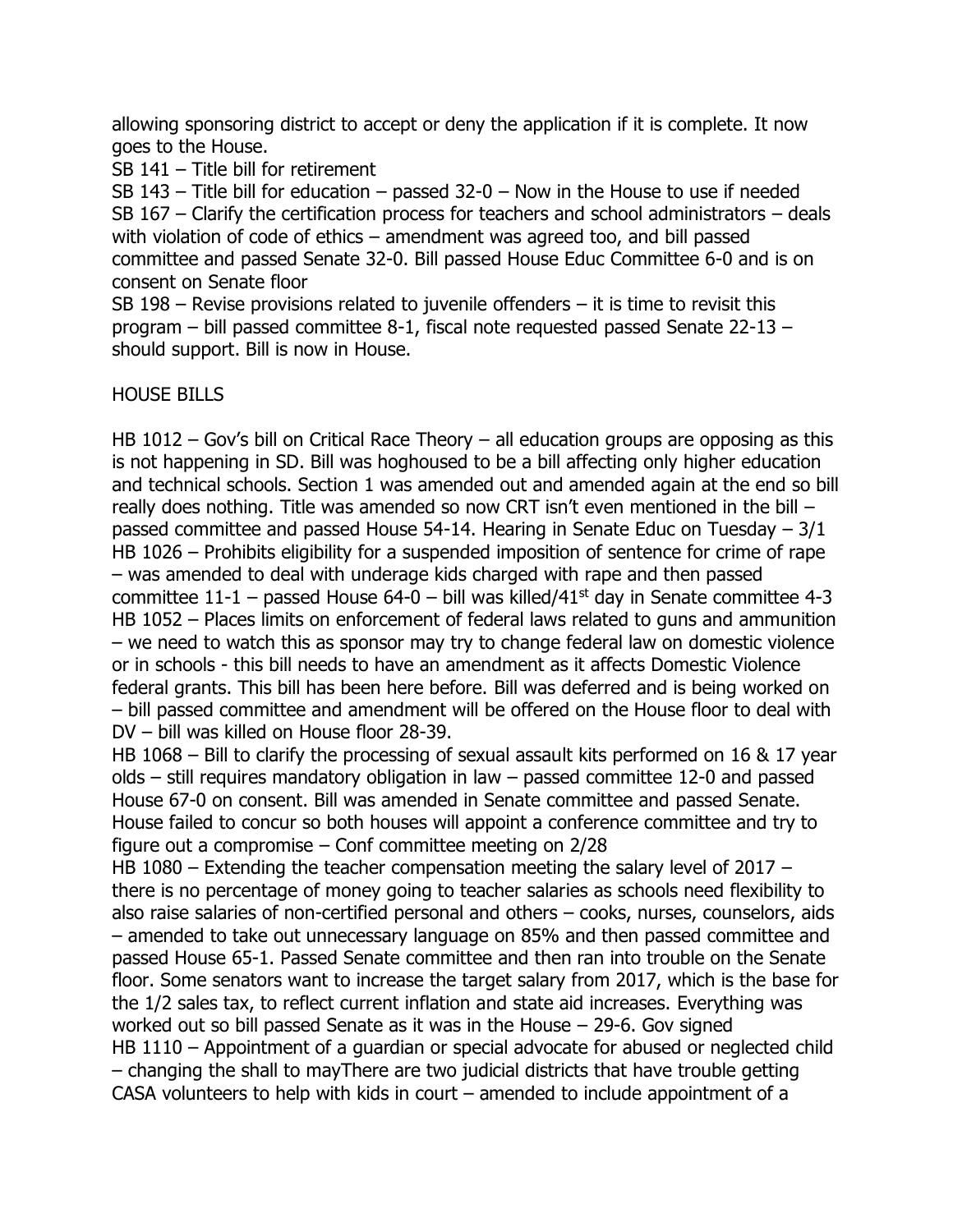allowing sponsoring district to accept or deny the application if it is complete. It now goes to the House.

SB 141 – Title bill for retirement

SB 143 – Title bill for education – passed 32-0 – Now in the House to use if needed

SB 167 – Clarify the certification process for teachers and school administrators – deals with violation of code of ethics – amendment was agreed too, and bill passed committee and passed Senate 32-0. Bill passed House Educ Committee 6-0 and is on consent on Senate floor

SB 198 – Revise provisions related to juvenile offenders – it is time to revisit this program – bill passed committee 8-1, fiscal note requested passed Senate 22-13 – should support. Bill is now in House.

HOUSE BILLS

HB 1012 – Gov's bill on Critical Race Theory – all education groups are opposing as this is not happening in SD. Bill was hoghoused to be a bill affecting only higher education and technical schools. Section 1 was amended out and amended again at the end so bill really does nothing. Title was amended so now CRT isn't even mentioned in the bill – passed committee and passed House 54-14. Hearing in Senate Educ on Tuesday – 3/1

HB 1026 – Prohibits eligibility for a suspended imposition of sentence for crime of rape – was amended to deal with underage kids charged with rape and then passed committee 11-1 – passed House 64-0 – bill was killed/41st day in Senate committee 4-3

HB 1052 – Places limits on enforcement of federal laws related to guns and ammunition – we need to watch this as sponsor may try to change federal law on domestic violence or in schools - this bill needs to have an amendment as it affects Domestic Violence federal grants. This bill has been here before. Bill was deferred and is being worked on – bill passed committee and amendment will be offered on the House floor to deal with DV – bill was killed on House floor 28-39.

HB 1068 – Bill to clarify the processing of sexual assault kits performed on 16 & 17 year olds – still requires mandatory obligation in law – passed committee 12-0 and passed House 67-0 on consent. Bill was amended in Senate committee and passed Senate. House failed to concur so both houses will appoint a conference committee and try to figure out a compromise – Conf committee meeting on 2/28

HB 1080 – Extending the teacher compensation meeting the salary level of 2017 – there is no percentage of money going to teacher salaries as schools need flexibility to also raise salaries of non-certified personal and others – cooks, nurses, counselors, aids – amended to take out unnecessary language on 85% and then passed committee and passed House 65-1. Passed Senate committee and then ran into trouble on the Senate floor. Some senators want to increase the target salary from 2017, which is the base for the 1/2 sales tax, to reflect current inflation and state aid increases. Everything was worked out so bill passed Senate as it was in the House – 29-6. Gov signed

HB 1110 – Appointment of a guardian or special advocate for abused or neglected child – changing the shall to mayThere are two judicial districts that have trouble getting CASA volunteers to help with kids in court – amended to include appointment of a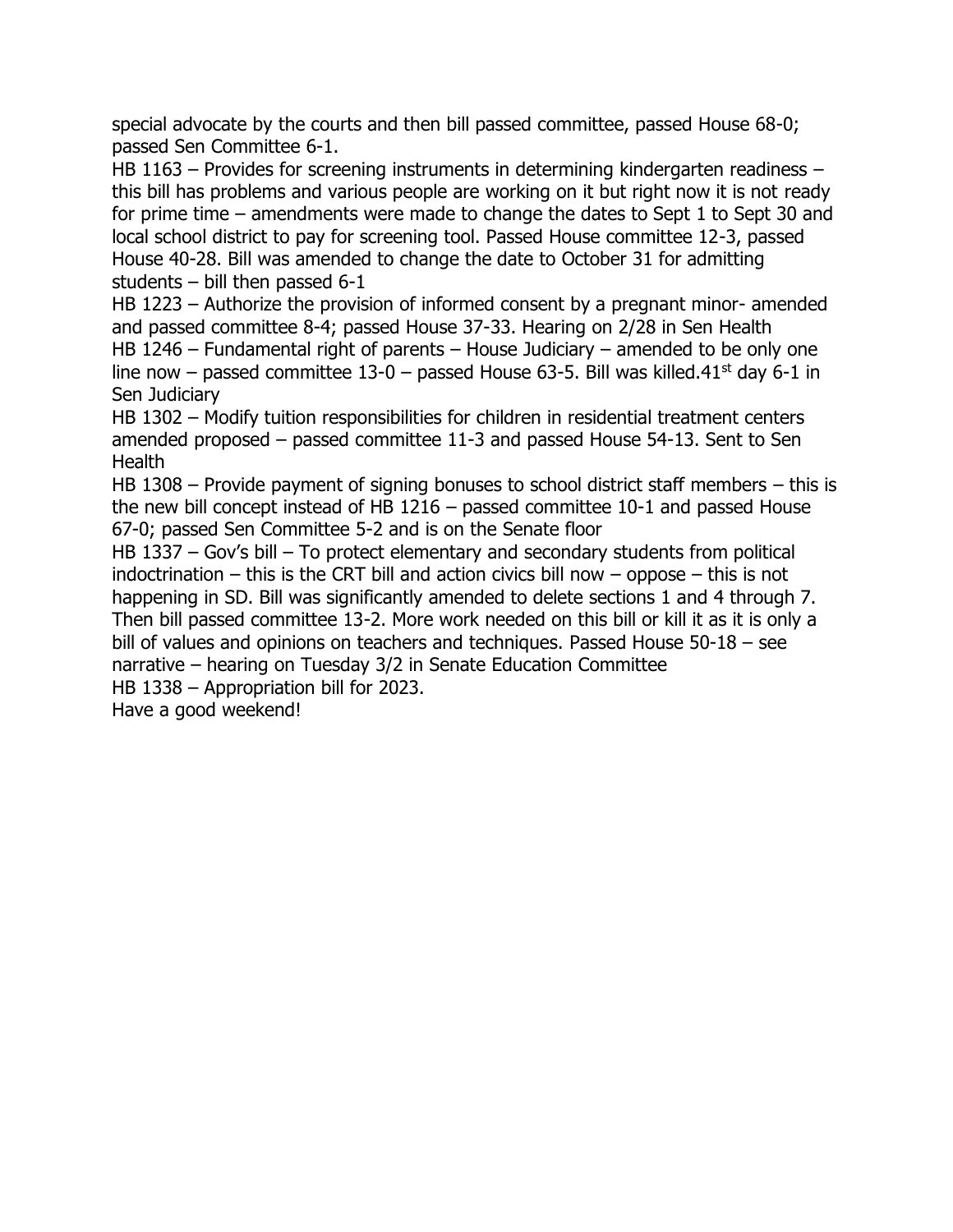special advocate by the courts and then bill passed committee, passed House 68-0; passed Sen Committee 6-1.

HB 1163 – Provides for screening instruments in determining kindergarten readiness – this bill has problems and various people are working on it but right now it is not ready for prime time – amendments were made to change the dates to Sept 1 to Sept 30 and local school district to pay for screening tool. Passed House committee 12-3, passed House 40-28. Bill was amended to change the date to October 31 for admitting students – bill then passed 6-1

HB 1223 – Authorize the provision of informed consent by a pregnant minor- amended and passed committee 8-4; passed House 37-33. Hearing on 2/28 in Sen Health

HB 1246 – Fundamental right of parents – House Judiciary – amended to be only one line now – passed committee 13-0 – passed House 63-5. Bill was killed.41st day 6-1 in Sen Judiciary

HB 1302 – Modify tuition responsibilities for children in residential treatment centers amended proposed – passed committee 11-3 and passed House 54-13. Sent to Sen Health

HB 1308 – Provide payment of signing bonuses to school district staff members – this is the new bill concept instead of HB 1216 – passed committee 10-1 and passed House 67-0; passed Sen Committee 5-2 and is on the Senate floor

HB 1337 – Gov's bill – To protect elementary and secondary students from political indoctrination – this is the CRT bill and action civics bill now – oppose – this is not happening in SD. Bill was significantly amended to delete sections 1 and 4 through 7. Then bill passed committee 13-2. More work needed on this bill or kill it as it is only a bill of values and opinions on teachers and techniques. Passed House 50-18 – see narrative – hearing on Tuesday 3/2 in Senate Education Committee

HB 1338 – Appropriation bill for 2023.

Have a good weekend!